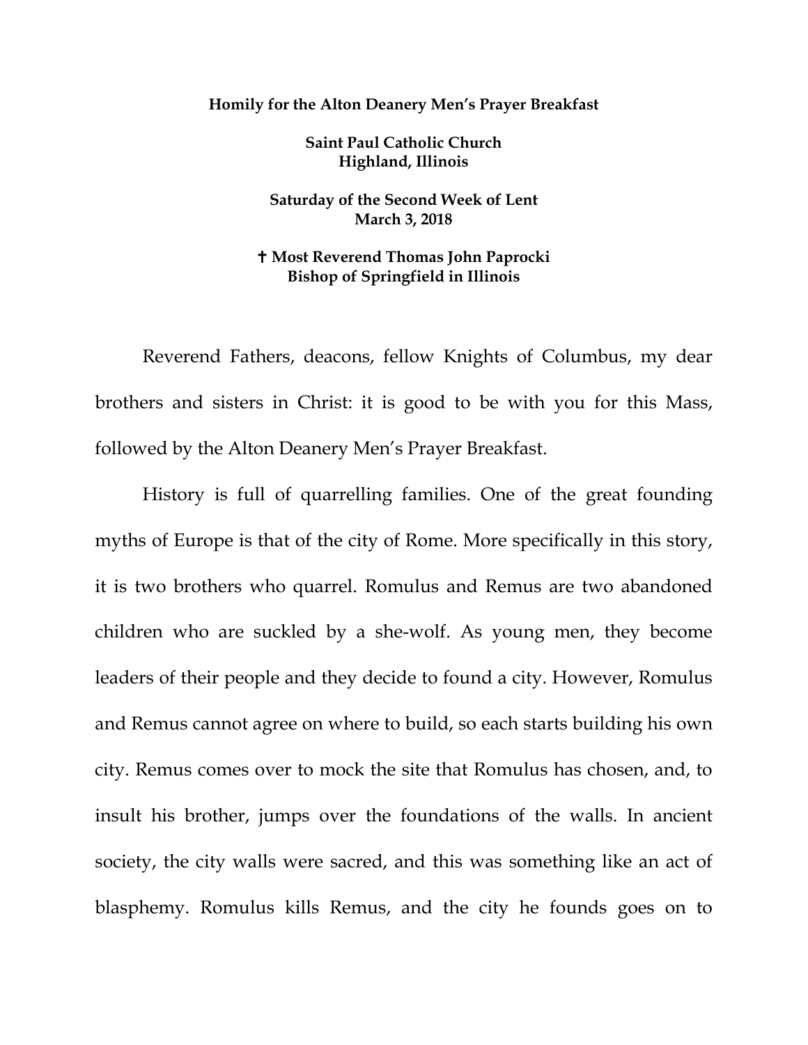**Homily for the Alton Deanery Men's Prayer Breakfast**

**Saint Paul Catholic Church**
**Highland, Illinois**

**Saturday of the Second Week of Lent**
**March 3, 2018**

**✝ Most Reverend Thomas John Paprocki**
**Bishop of Springfield in Illinois**

Reverend Fathers, deacons, fellow Knights of Columbus, my dear brothers and sisters in Christ: it is good to be with you for this Mass, followed by the Alton Deanery Men's Prayer Breakfast.

History is full of quarrelling families. One of the great founding myths of Europe is that of the city of Rome. More specifically in this story, it is two brothers who quarrel. Romulus and Remus are two abandoned children who are suckled by a she-wolf. As young men, they become leaders of their people and they decide to found a city. However, Romulus and Remus cannot agree on where to build, so each starts building his own city. Remus comes over to mock the site that Romulus has chosen, and, to insult his brother, jumps over the foundations of the walls. In ancient society, the city walls were sacred, and this was something like an act of blasphemy. Romulus kills Remus, and the city he founds goes on to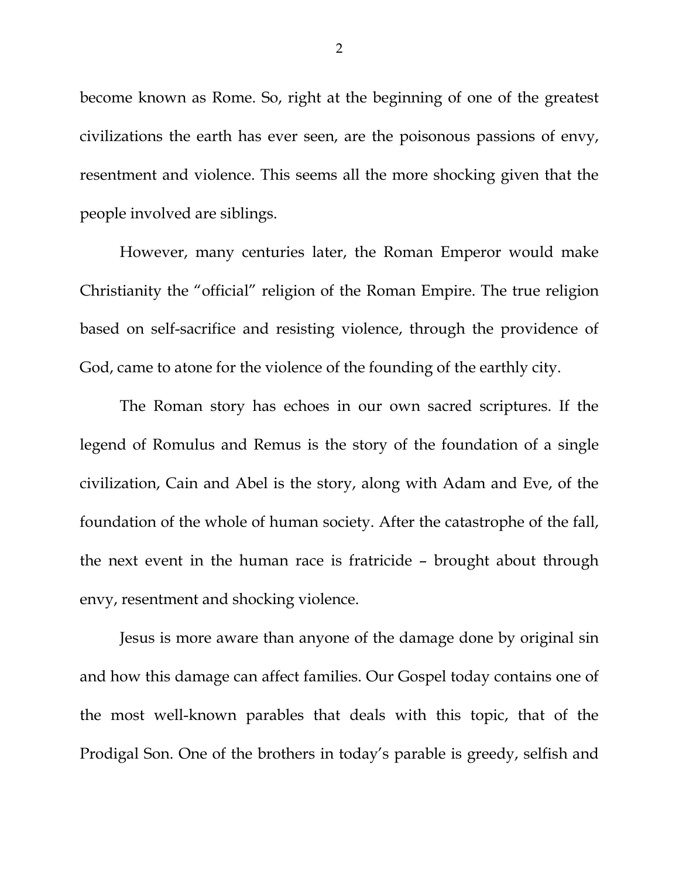become known as Rome. So, right at the beginning of one of the greatest civilizations the earth has ever seen, are the poisonous passions of envy, resentment and violence. This seems all the more shocking given that the people involved are siblings.

However, many centuries later, the Roman Emperor would make Christianity the "official" religion of the Roman Empire. The true religion based on self-sacrifice and resisting violence, through the providence of God, came to atone for the violence of the founding of the earthly city.

The Roman story has echoes in our own sacred scriptures. If the legend of Romulus and Remus is the story of the foundation of a single civilization, Cain and Abel is the story, along with Adam and Eve, of the foundation of the whole of human society. After the catastrophe of the fall, the next event in the human race is fratricide – brought about through envy, resentment and shocking violence.

Jesus is more aware than anyone of the damage done by original sin and how this damage can affect families. Our Gospel today contains one of the most well-known parables that deals with this topic, that of the Prodigal Son. One of the brothers in today's parable is greedy, selfish and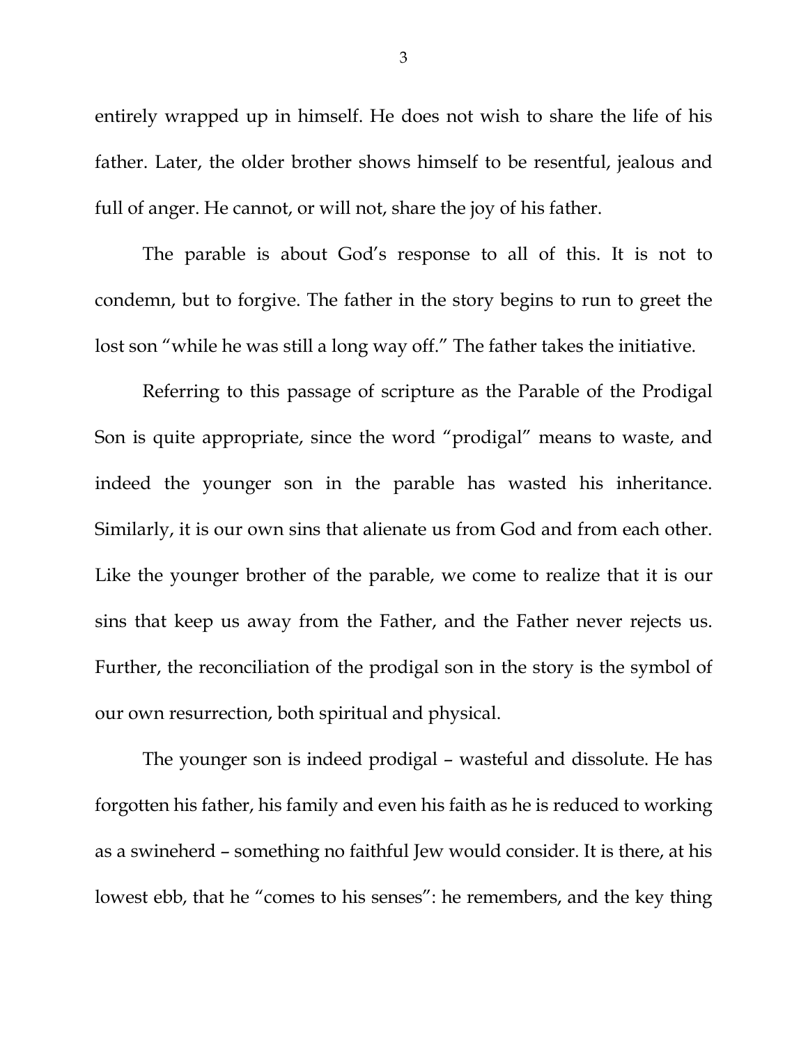entirely wrapped up in himself. He does not wish to share the life of his father. Later, the older brother shows himself to be resentful, jealous and full of anger. He cannot, or will not, share the joy of his father.

The parable is about God's response to all of this. It is not to condemn, but to forgive. The father in the story begins to run to greet the lost son "while he was still a long way off." The father takes the initiative.

Referring to this passage of scripture as the Parable of the Prodigal Son is quite appropriate, since the word "prodigal" means to waste, and indeed the younger son in the parable has wasted his inheritance. Similarly, it is our own sins that alienate us from God and from each other. Like the younger brother of the parable, we come to realize that it is our sins that keep us away from the Father, and the Father never rejects us. Further, the reconciliation of the prodigal son in the story is the symbol of our own resurrection, both spiritual and physical.

The younger son is indeed prodigal – wasteful and dissolute. He has forgotten his father, his family and even his faith as he is reduced to working as a swineherd – something no faithful Jew would consider. It is there, at his lowest ebb, that he "comes to his senses": he remembers, and the key thing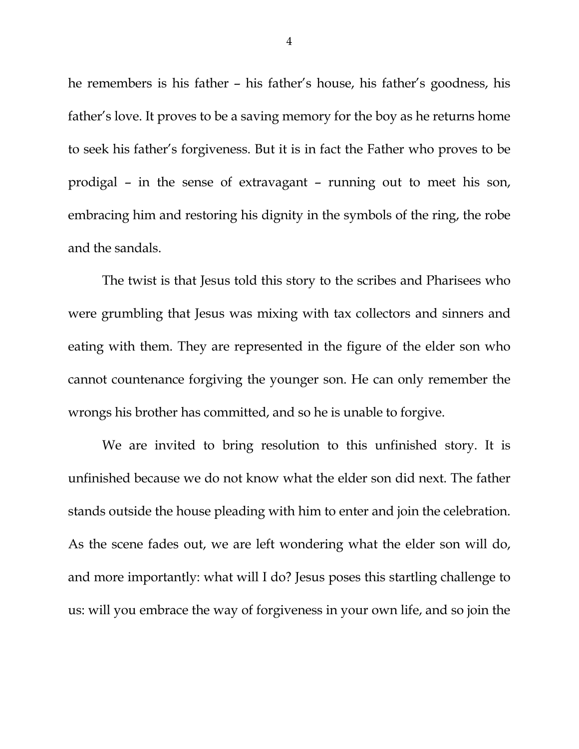he remembers is his father – his father's house, his father's goodness, his father's love. It proves to be a saving memory for the boy as he returns home to seek his father's forgiveness. But it is in fact the Father who proves to be prodigal – in the sense of extravagant – running out to meet his son, embracing him and restoring his dignity in the symbols of the ring, the robe and the sandals.

The twist is that Jesus told this story to the scribes and Pharisees who were grumbling that Jesus was mixing with tax collectors and sinners and eating with them. They are represented in the figure of the elder son who cannot countenance forgiving the younger son. He can only remember the wrongs his brother has committed, and so he is unable to forgive.

We are invited to bring resolution to this unfinished story. It is unfinished because we do not know what the elder son did next. The father stands outside the house pleading with him to enter and join the celebration. As the scene fades out, we are left wondering what the elder son will do, and more importantly: what will I do? Jesus poses this startling challenge to us: will you embrace the way of forgiveness in your own life, and so join the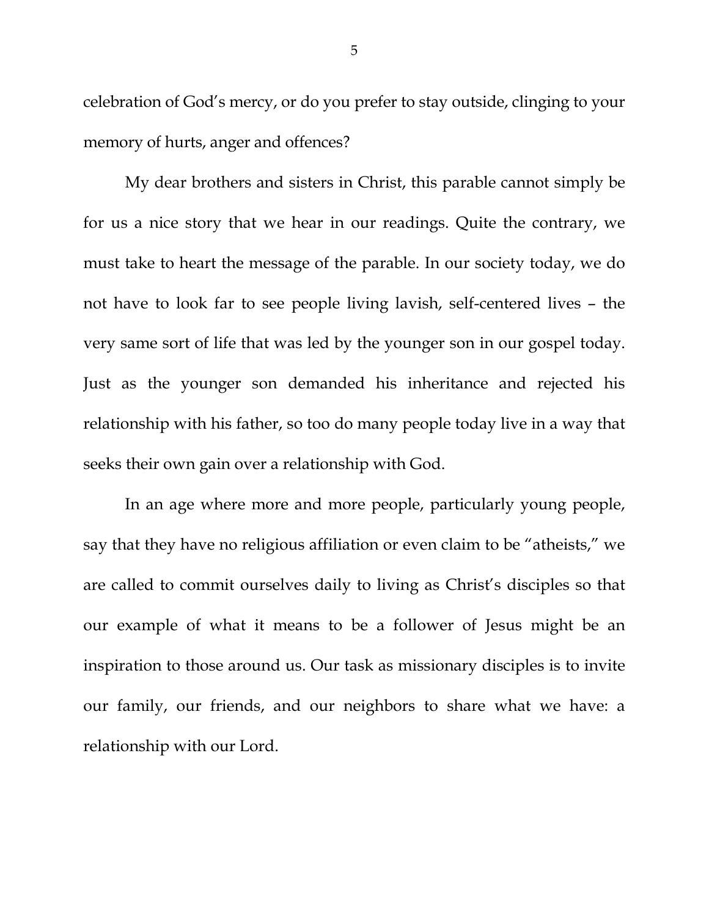celebration of God's mercy, or do you prefer to stay outside, clinging to your memory of hurts, anger and offences?

My dear brothers and sisters in Christ, this parable cannot simply be for us a nice story that we hear in our readings. Quite the contrary, we must take to heart the message of the parable. In our society today, we do not have to look far to see people living lavish, self-centered lives – the very same sort of life that was led by the younger son in our gospel today. Just as the younger son demanded his inheritance and rejected his relationship with his father, so too do many people today live in a way that seeks their own gain over a relationship with God.

In an age where more and more people, particularly young people, say that they have no religious affiliation or even claim to be "atheists," we are called to commit ourselves daily to living as Christ's disciples so that our example of what it means to be a follower of Jesus might be an inspiration to those around us. Our task as missionary disciples is to invite our family, our friends, and our neighbors to share what we have: a relationship with our Lord.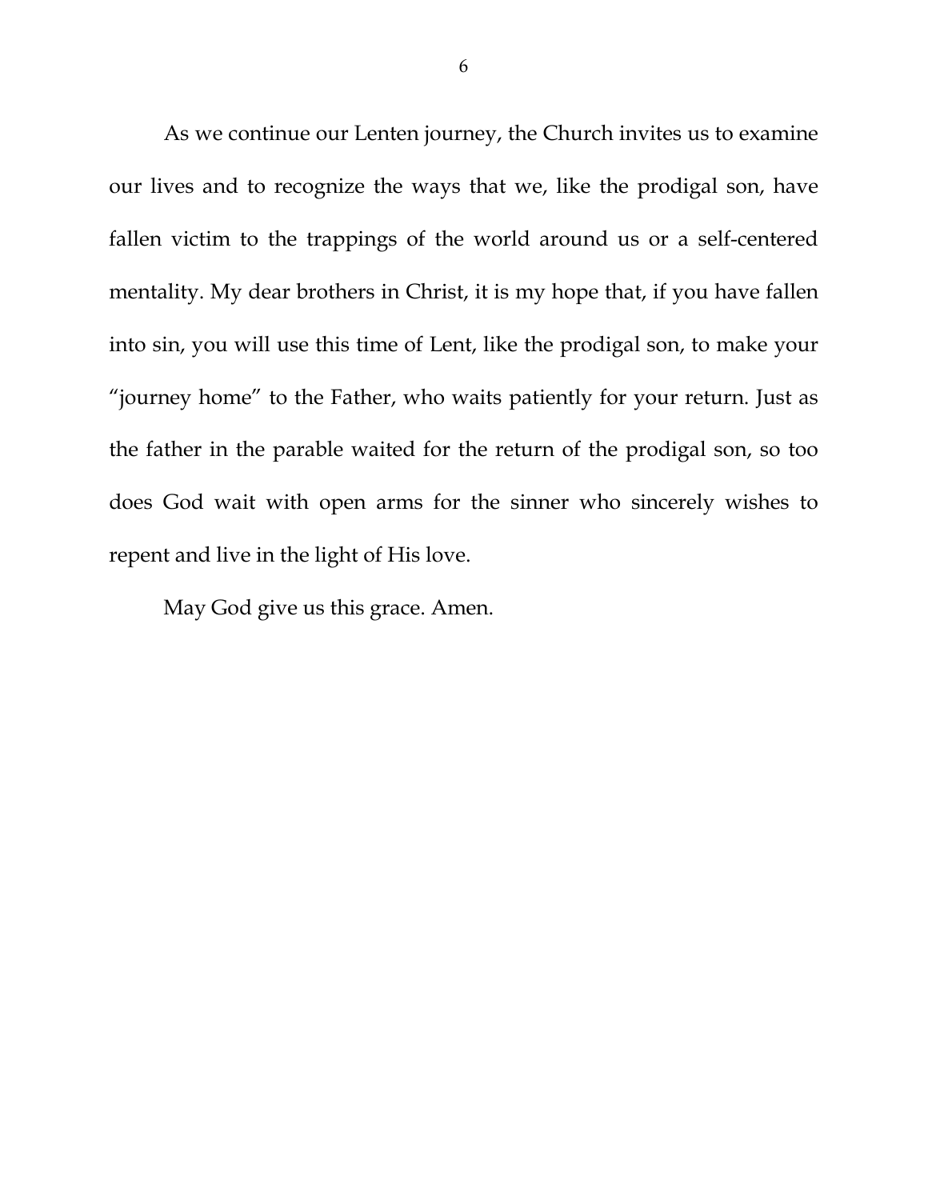As we continue our Lenten journey, the Church invites us to examine our lives and to recognize the ways that we, like the prodigal son, have fallen victim to the trappings of the world around us or a self-centered mentality. My dear brothers in Christ, it is my hope that, if you have fallen into sin, you will use this time of Lent, like the prodigal son, to make your "journey home" to the Father, who waits patiently for your return. Just as the father in the parable waited for the return of the prodigal son, so too does God wait with open arms for the sinner who sincerely wishes to repent and live in the light of His love.

May God give us this grace. Amen.